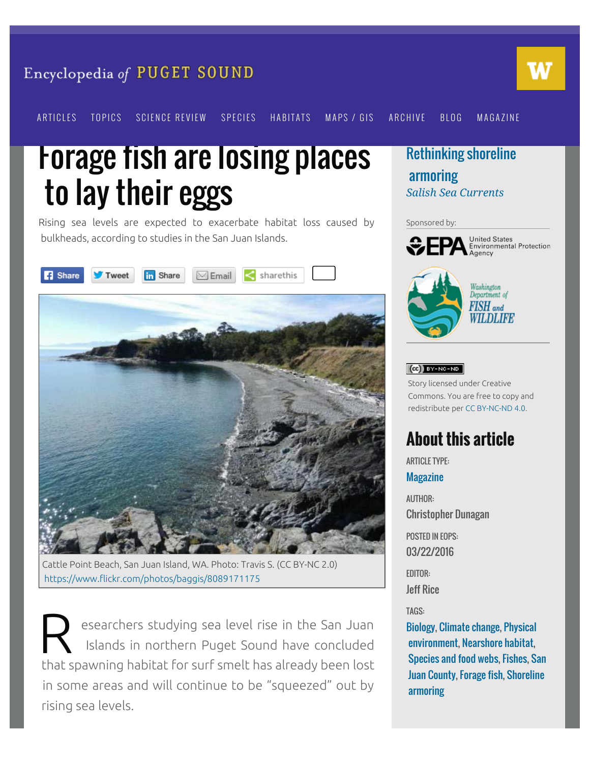Encyclopedia of PUGET SOUND

ARTICLES TOPICS SCIENCE REVIEW SPECIES HABITATS MAPS / GIS ARCHIVE BLOG MAGAZINE

# Forage fish are losing places to lay their eggs

Rising sea levels are expected to exacerbate habitat loss caused by bulkheads, according to studies in the San Juan Islands.

Share Tweet Share Email sharethis

Cattle Point Beach, San Juan Island, WA. Photo: Travis S. (CC BY-NC 2.0) https://www.flickr.com/photos/baggis/8089171175

Researchers studying sea level rise in the San Juan Islands in northern Puget Sound have concluded that spawning habitat for surf smelt has already been lost in some areas and will continue to be "squeezed" out by rising sea levels.

Rethinking shoreline armoring
*Salish Sea Currents*

Sponsored by:

EPA United States Environmental Protection Agency

Washington Department of FISH and WILDLIFE

BY-NC-ND

Story licensed under Creative Commons. You are free to copy and redistribute per CC BY-NC-ND 4.0.

## About this article

ARTICLE TYPE:
Magazine

AUTHOR:
Christopher Dunagan

POSTED IN EOPS:
03/22/2016

EDITOR:
Jeff Rice

TAGS:
Biology, Climate change, Physical environment, Nearshore habitat, Species and food webs, Fishes, San Juan County, Forage fish, Shoreline armoring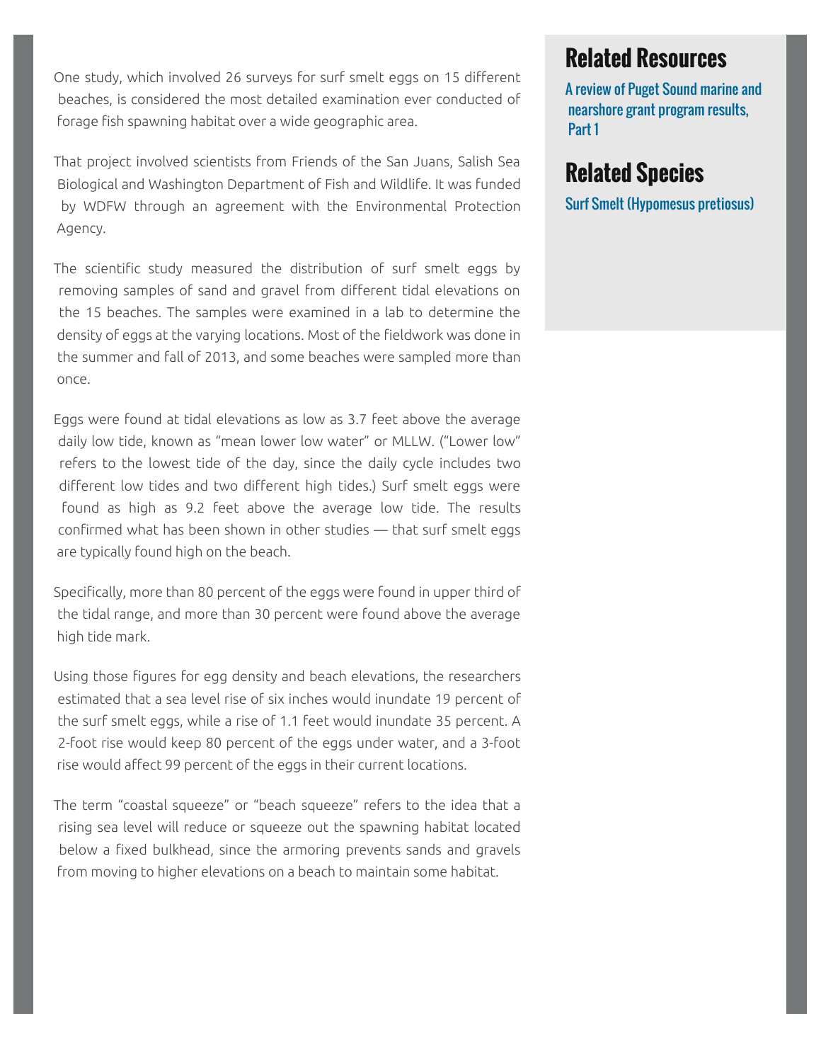One study, which involved 26 surveys for surf smelt eggs on 15 different beaches, is considered the most detailed examination ever conducted of forage fish spawning habitat over a wide geographic area.

That project involved scientists from Friends of the San Juans, Salish Sea Biological and Washington Department of Fish and Wildlife. It was funded by WDFW through an agreement with the Environmental Protection Agency.

The scientific study measured the distribution of surf smelt eggs by removing samples of sand and gravel from different tidal elevations on the 15 beaches. The samples were examined in a lab to determine the density of eggs at the varying locations. Most of the fieldwork was done in the summer and fall of 2013, and some beaches were sampled more than once.

Eggs were found at tidal elevations as low as 3.7 feet above the average daily low tide, known as "mean lower low water" or MLLW. ("Lower low" refers to the lowest tide of the day, since the daily cycle includes two different low tides and two different high tides.) Surf smelt eggs were found as high as 9.2 feet above the average low tide. The results confirmed what has been shown in other studies — that surf smelt eggs are typically found high on the beach.

Specifically, more than 80 percent of the eggs were found in upper third of the tidal range, and more than 30 percent were found above the average high tide mark.

Using those figures for egg density and beach elevations, the researchers estimated that a sea level rise of six inches would inundate 19 percent of the surf smelt eggs, while a rise of 1.1 feet would inundate 35 percent. A 2-foot rise would keep 80 percent of the eggs under water, and a 3-foot rise would affect 99 percent of the eggs in their current locations.

The term "coastal squeeze" or "beach squeeze" refers to the idea that a rising sea level will reduce or squeeze out the spawning habitat located below a fixed bulkhead, since the armoring prevents sands and gravels from moving to higher elevations on a beach to maintain some habitat.

## Related Resources

A review of Puget Sound marine and nearshore grant program results, Part 1

## Related Species

Surf Smelt (Hypomesus pretiosus)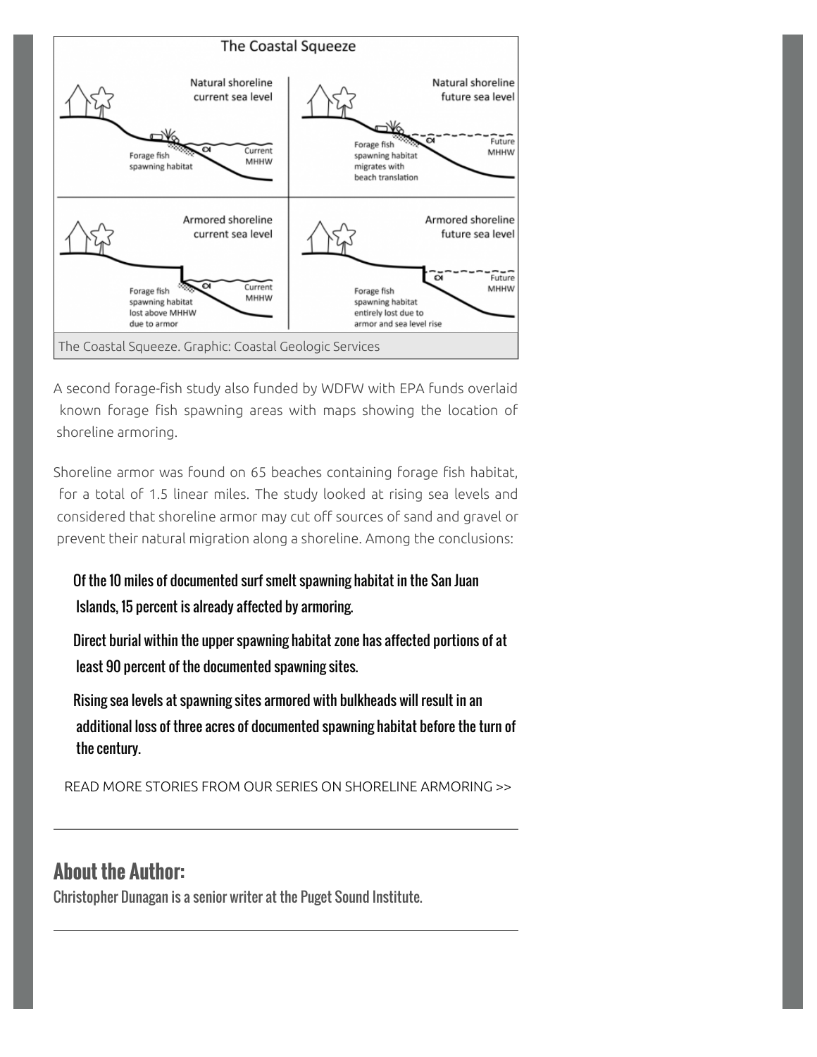The Coastal Squeeze. Graphic: Coastal Geologic Services

A second forage-fish study also funded by WDFW with EPA funds overlaid known forage fish spawning areas with maps showing the location of shoreline armoring.

Shoreline armor was found on 65 beaches containing forage fish habitat, for a total of 1.5 linear miles. The study looked at rising sea levels and considered that shoreline armor may cut off sources of sand and gravel or prevent their natural migration along a shoreline. Among the conclusions:

> **Of the 10 miles of documented surf smelt spawning habitat in the San Juan Islands, 15 percent is already affected by armoring.**
>
> **Direct burial within the upper spawning habitat zone has affected portions of at least 90 percent of the documented spawning sites.**
>
> **Rising sea levels at spawning sites armored with bulkheads will result in an additional loss of three acres of documented spawning habitat before the turn of the century.**

READ MORE STORIES FROM OUR SERIES ON SHORELINE ARMORING >>

---

## About the Author:

Christopher Dunagan is a senior writer at the Puget Sound Institute.

---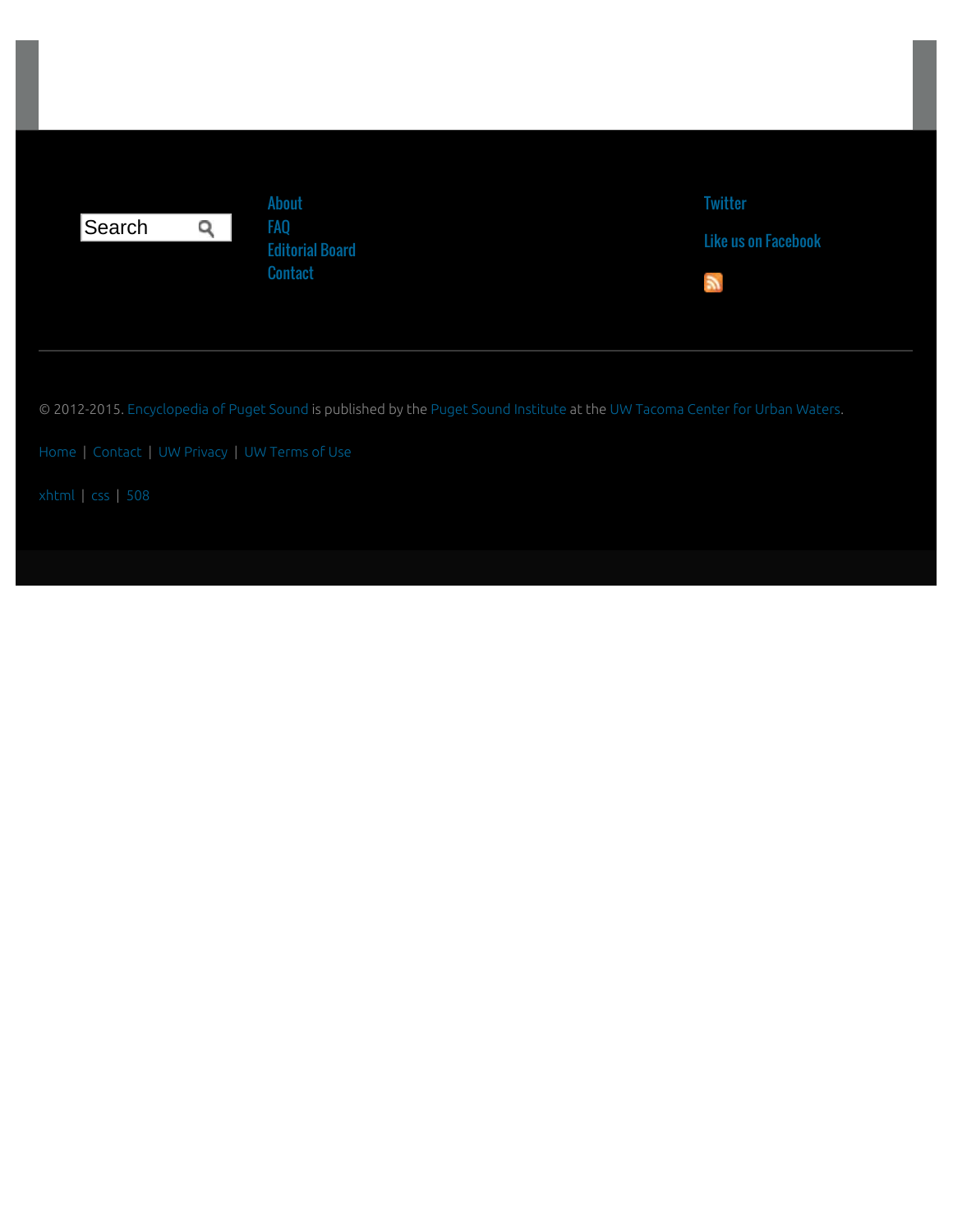Search

About
FAQ
Editorial Board
Contact

Twitter

Like us on Facebook

---

© 2012-2015. Encyclopedia of Puget Sound is published by the Puget Sound Institute at the UW Tacoma Center for Urban Waters.

Home | Contact | UW Privacy | UW Terms of Use

xhtml | css | 508